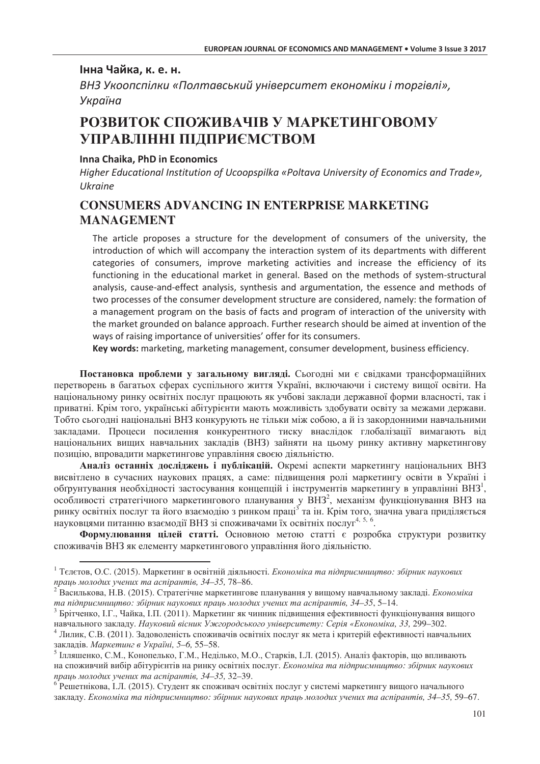**Інна Чайка, к. е. н.**

*ВНЗ Укоопспілки «Полтавський університет економіки і торгівлі», Україна*

# РОЗВИТОК СПОЖИВАЧІВ У МАРКЕТИНГОВОМУ УПРАВЛІННІ ПІДПРИЄМСТВОМ

**Inna Chaika, PhD in Economics**

*Higher Educational Institution of Ucoopspilka «Poltava University of Economics and Trade», Ukraine*

# CONSUMERS ADVANCING IN ENTERPRISE MARKETING MANAGEMENT

The article proposes a structure for the development of consumers of the university, the introduction of which will accompany the interaction system of its departments with different categories of consumers, improve marketing activities and increase the efficiency of its functioning in the educational market in general. Based on the methods of system-structural analysis, cause-and-effect analysis, synthesis and argumentation, the essence and methods of two processes of the consumer development structure are considered, namely: the formation of a management program on the basis of facts and program of interaction of the university with the market grounded on balance approach. Further research should be aimed at invention of the ways of raising importance of universities' offer for its consumers.

**Key words:** marketing, marketing management, consumer development, business efficiency.

**Постановка проблеми у загальному вигляді.** Сьогодні ми є свідками трансформаційних перетворень в багатьох сферах суспільного життя Україні, включаючи і систему вищої освіти. На національному ринку освітніх послуг працюють як учбові заклади державної форми власності, так і приватні. Крім того, українські абітурієнти мають можливість здобувати освіту за межами держави. Тобто сьогодні національні ВНЗ конкурують не тільки між собою, а й із закордонними навчальними закладами. Процеси посилення конкурентного тиску внаслідок глобалізації вимагають від національних вищих навчальних закладів (ВНЗ) зайняти на цьому ринку активну маркетингову позицію, впровадити маркетингове управління своєю діяльністю.

**Аналіз останніх досліджень і публікацій.** Окремі аспекти маркетингу національних ВНЗ висвітлено в сучасних наукових працях, а саме: підвищення ролі маркетингу освіти в Україні і обґрунтування необхідності застосування концепцій і інструментів маркетингу в управлінні ВНЗ[1], особливості стратегічного маркетингового планування у ВНЗ[2], механізм функціонування ВНЗ на ринку освітніх послуг та його взаємодію з ринком праці[3] та ін. Крім того, значна увага приділяється науковцями питанню взаємодії ВНЗ зі споживачами їх освітніх послуг[4, 5, 6].

**Формулювання цілей статті.** Основною метою статті є розробка структури розвитку споживачів ВНЗ як елементу маркетингового управління його діяльністю.

---

[1] Тєлєтов, О.С. (2015). Маркетинг в освітній діяльності. *Економіка та підприємництво: збірник наукових праць молодих учених та аспірантів, 34–35,* 78–86.

[2] Василькова, Н.В. (2015). Стратегічне маркетингове планування у вищому навчальному закладі. *Економіка та підприємництво: збірник наукових праць молодих учених та аспірантів, 34–35,* 5–14.

[3] Брітченко, І.Г., Чайка, І.П. (2011). Маркетинг як чинник підвищення ефективності функціонування вищого навчального закладу. *Науковий вісник Ужгородського університету: Серія «Економіка, 33,* 299–302.

[4] Лилик, С.В. (2011). Задоволеність споживачів освітніх послуг як мета і критерій ефективності навчальних закладів. *Маркетинг в Україні, 5–6,* 55–58.

[5] Ілляшенко, С.М., Конопелько, Г.М., Неділько, М.О., Старків, І.Л. (2015). Аналіз факторів, що впливають на споживчий вибір абітурієнтів на ринку освітніх послуг. *Економіка та підприємництво: збірник наукових праць молодих учених та аспірантів, 34–35,* 32–39.

[6] Решетнікова, І.Л. (2015). Студент як споживач освітніх послуг у системі маркетингу вищого начального закладу. *Економіка та підприємництво: збірник наукових праць молодих учених та аспірантів, 34–35,* 59–67.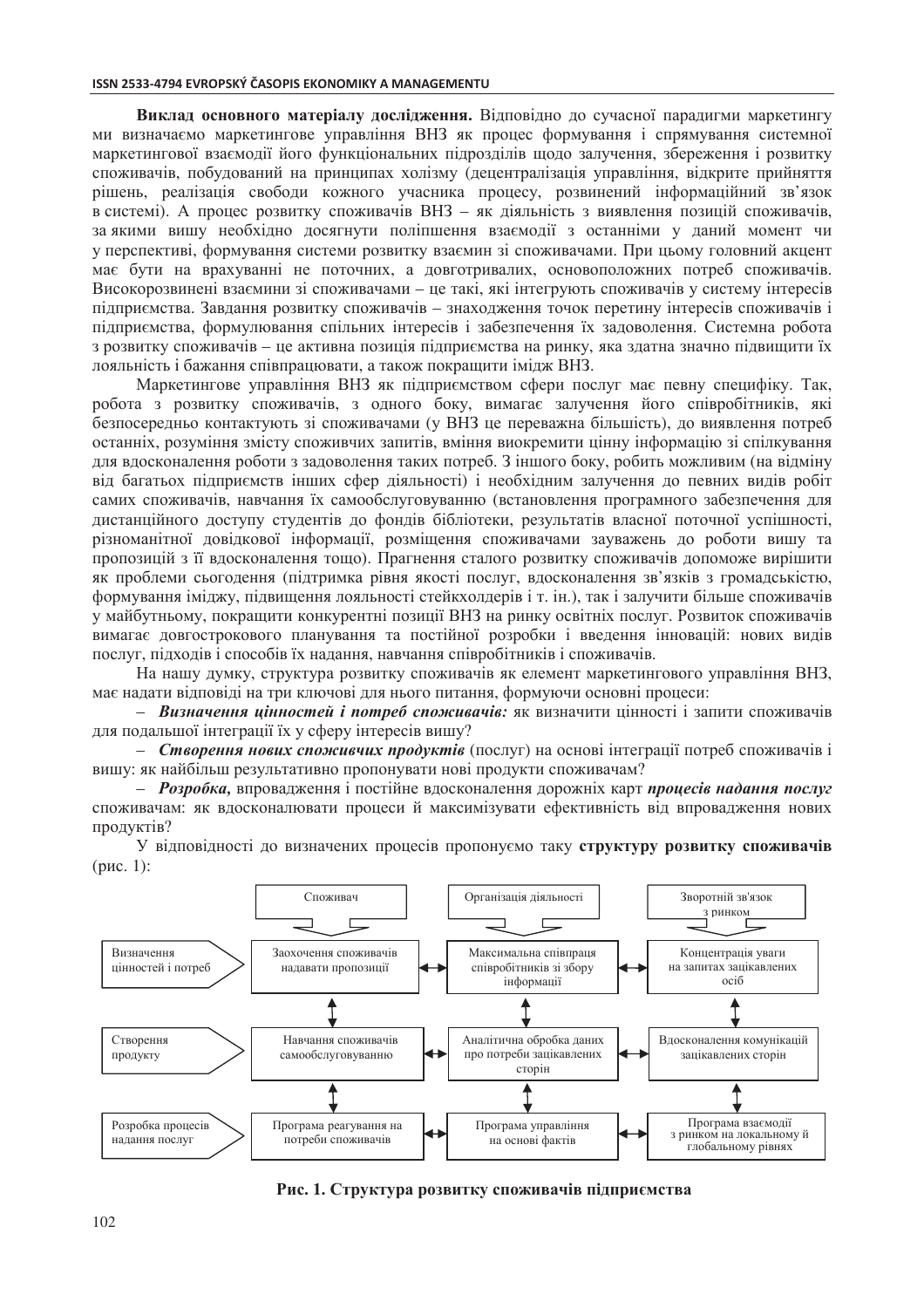**Виклад основного матеріалу дослідження.** Відповідно до сучасної парадигми маркетингу ми визначаємо маркетингове управління ВНЗ як процес формування і спрямування системної маркетингової взаємодії його функціональних підрозділів щодо залучення, збереження і розвитку споживачів, побудований на принципах холізму (децентралізація управління, відкрите прийняття рішень, реалізація свободи кожного учасника процесу, розвинений інформаційний зв'язок в системі). А процес розвитку споживачів ВНЗ – як діяльність з виявлення позицій споживачів, за якими вишу необхідно досягнути поліпшення взаємодії з останніми у даний момент чи у перспективі, формування системи розвитку взаємин зі споживачами. При цьому головний акцент має бути на врахуванні не поточних, а довготривалих, основоположних потреб споживачів. Високорозвинені взаємини зі споживачами – це такі, які інтегрують споживачів у систему інтересів підприємства. Завдання розвитку споживачів – знаходження точок перетину інтересів споживачів і підприємства, формулювання спільних інтересів і забезпечення їх задоволення. Системна робота з розвитку споживачів – це активна позиція підприємства на ринку, яка здатна значно підвищити їх лояльність і бажання співпрацювати, а також покращити імідж ВНЗ.

Маркетингове управління ВНЗ як підприємством сфери послуг має певну специфіку. Так, робота з розвитку споживачів, з одного боку, вимагає залучення його співробітників, які безпосередньо контактують зі споживачами (у ВНЗ це переважна більшість), до виявлення потреб останніх, розуміння змісту споживчих запитів, вміння виокремити цінну інформацію зі спілкування для вдосконалення роботи з задоволення таких потреб. З іншого боку, робить можливим (на відміну від багатьох підприємств інших сфер діяльності) і необхідним залучення до певних видів робіт самих споживачів, навчання їх самообслуговуванню (встановлення програмного забезпечення для дистанційного доступу студентів до фондів бібліотеки, результатів власної поточної успішності, різноманітної довідкової інформації, розміщення споживачами зауважень до роботи вишу та пропозицій з її вдосконалення тощо). Прагнення сталого розвитку споживачів допоможе вирішити як проблеми сьогодення (підтримка рівня якості послуг, вдосконалення зв'язків з громадськістю, формування іміджу, підвищення лояльності стейкхолдерів і т. ін.), так і залучити більше споживачів у майбутньому, покращити конкурентні позиції ВНЗ на ринку освітніх послуг. Розвиток споживачів вимагає довгострокового планування та постійної розробки і введення інновацій: нових видів послуг, підходів і способів їх надання, навчання співробітників і споживачів.

На нашу думку, структура розвитку споживачів як елемент маркетингового управління ВНЗ, має надати відповіді на три ключові для нього питання, формуючи основні процеси:

– ***Визначення цінностей і потреб споживачів:*** як визначити цінності і запити споживачів для подальшої інтеграції їх у сферу інтересів вишу?

– ***Створення нових споживчих продуктів*** (послуг) на основі інтеграції потреб споживачів і вишу: як найбільш результативно пропонувати нові продукти споживачам?

– ***Розробка,*** впровадження і постійне вдосконалення дорожніх карт ***процесів надання послуг*** споживачам: як вдосконалювати процеси й максимізувати ефективність від впровадження нових продуктів?

У відповідності до визначених процесів пропонуємо таку **структуру розвитку споживачів** (рис. 1):

| | Споживач | Організація діяльності | Зворотній зв'язок з ринком |
|---|---|---|---|
| Визначення цінностей і потреб | Заохочення споживачів надавати пропозиції | Максимальна співпраця співробітників зі збору інформації | Концентрація уваги на запитах зацікавлених осіб |
| Створення продукту | Навчання споживачів самообслуговуванню | Аналітична обробка даних про потреби зацікавлених сторін | Вдосконалення комунікацій зацікавлених сторін |
| Розробка процесів надання послуг | Програма реагування на потреби споживачів | Програма управління на основі фактів | Програма взаємодії з ринком на локальному й глобальному рівнях |

**Рис. 1. Структура розвитку споживачів підприємства**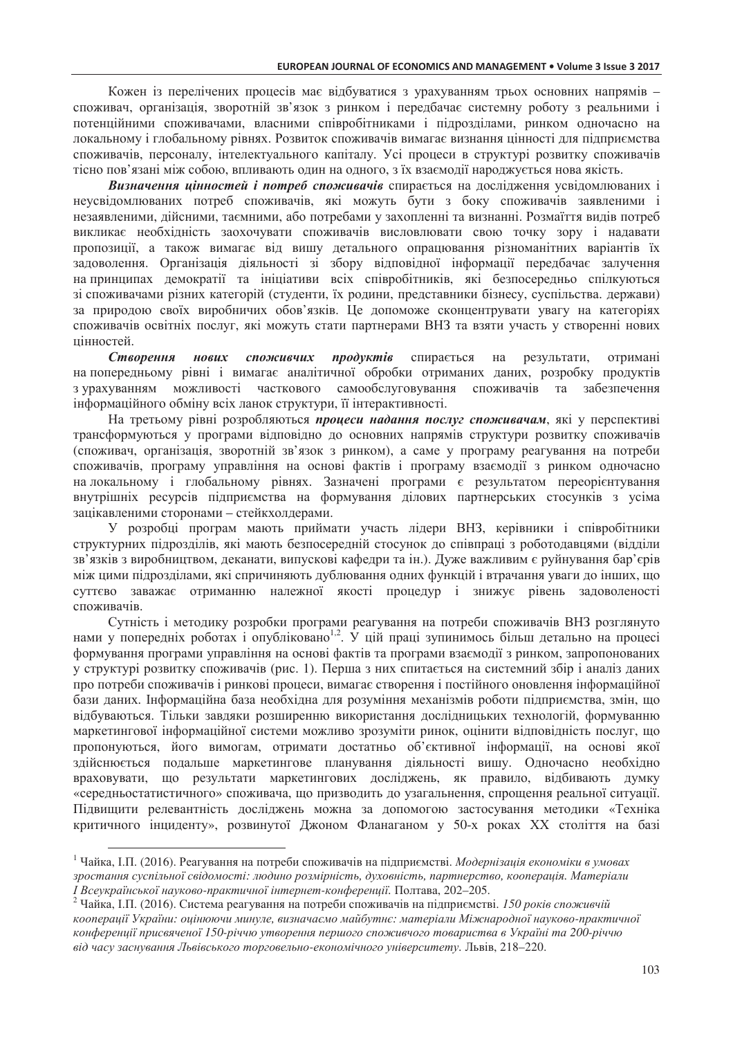Кожен із перелічених процесів має відбуватися з урахуванням трьох основних напрямів – споживач, організація, зворотній зв'язок з ринком і передбачає системну роботу з реальними і потенційними споживачами, власними співробітниками і підрозділами, ринком одночасно на локальному і глобальному рівнях. Розвиток споживачів вимагає визнання цінності для підприємства споживачів, персоналу, інтелектуального капіталу. Усі процеси в структурі розвитку споживачів тісно пов'язані між собою, впливають один на одного, з їх взаємодії народжується нова якість.

***Визначення цінностей і потреб споживачів*** спирається на дослідження усвідомлюваних і неусвідомлюваних потреб споживачів, які можуть бути з боку споживачів заявленими і незаявленими, дійсними, таємними, або потребами у захопленні та визнанні. Розмаїття видів потреб викликає необхідність заохочувати споживачів висловлювати свою точку зору і надавати пропозиції, а також вимагає від вишу детального опрацювання різноманітних варіантів їх задоволення. Організація діяльності зі збору відповідної інформації передбачає залучення на принципах демократії та ініціативи всіх співробітників, які безпосередньо спілкуються зі споживачами різних категорій (студенти, їх родини, представники бізнесу, суспільства. держави) за природою своїх виробничих обов'язків. Це допоможе сконцентрувати увагу на категоріях споживачів освітніх послуг, які можуть стати партнерами ВНЗ та взяти участь у створенні нових цінностей.

***Створення нових споживчих продуктів*** спирається на результати, отримані на попередньому рівні і вимагає аналітичної обробки отриманих даних, розробку продуктів з урахуванням можливості часткового самообслуговування споживачів та забезпечення інформаційного обміну всіх ланок структури, її інтерактивності.

На третьому рівні розробляються ***процеси надання послуг споживачам***, які у перспективі трансформуються у програми відповідно до основних напрямів структури розвитку споживачів (споживач, організація, зворотній зв'язок з ринком), а саме у програму реагування на потреби споживачів, програму управління на основі фактів і програму взаємодії з ринком одночасно на локальному і глобальному рівнях. Зазначені програми є результатом переорієнтування внутрішніх ресурсів підприємства на формування ділових партнерських стосунків з усіма зацікавленими сторонами – стейкхолдерами.

У розробці програм мають приймати участь лідери ВНЗ, керівники і співробітники структурних підрозділів, які мають безпосередній стосунок до співпраці з роботодавцями (відділи зв'язків з виробництвом, деканати, випускові кафедри та ін.). Дуже важливим є руйнування бар'єрів між цими підрозділами, які спричиняють дублювання одних функцій і втрачання уваги до інших, що суттєво заважає отриманню належної якості процедур і знижує рівень задоволеності споживачів.

Сутність і методику розробки програми реагування на потреби споживачів ВНЗ розглянуто нами у попередніх роботах і опубліковано[1,2]. У цій праці зупинимось більш детально на процесі формування програми управління на основі фактів та програми взаємодії з ринком, запропонованих у структурі розвитку споживачів (рис. 1). Перша з них спитається на системний збір і аналіз даних про потреби споживачів і ринкові процеси, вимагає створення і постійного оновлення інформаційної бази даних. Інформаційна база необхідна для розуміння механізмів роботи підприємства, змін, що відбуваються. Тільки завдяки розширенню використання дослідницьких технологій, формуванню маркетингової інформаційної системи можливо зрозуміти ринок, оцінити відповідність послуг, що пропонуються, його вимогам, отримати достатньо об'єктивної інформації, на основі якої здійснюється подальше маркетингове планування діяльності вишу. Одночасно необхідно враховувати, що результати маркетингових досліджень, як правило, відбивають думку «середньостатистичного» споживача, що призводить до узагальнення, спрощення реальної ситуації. Підвищити релевантність досліджень можна за допомогою застосування методики «Техніка критичного інциденту», розвинутої Джоном Фланаганом у 50-х роках XX століття на базі

---

[1] Чайка, І.П. (2016). Реагування на потреби споживачів на підприємстві. *Модернізація економіки в умовах зростання суспільної свідомості: людино розмірність, духовність, партнерство, кооперація. Матеріали І Всеукраїнської науково-практичної інтернет-конференції.* Полтава, 202–205.

[2] Чайка, І.П. (2016). Система реагування на потреби споживачів на підприємстві. *150 років споживчій кооперації України: оцінюючи минуле, визначаємо майбутнє: матеріали Міжнародної науково-практичної конференції присвяченої 150-річчю утворення першого споживчого товариства в Україні та 200-річчю від часу заснування Львівського торговельно-економічного університету*. Львів, 218–220.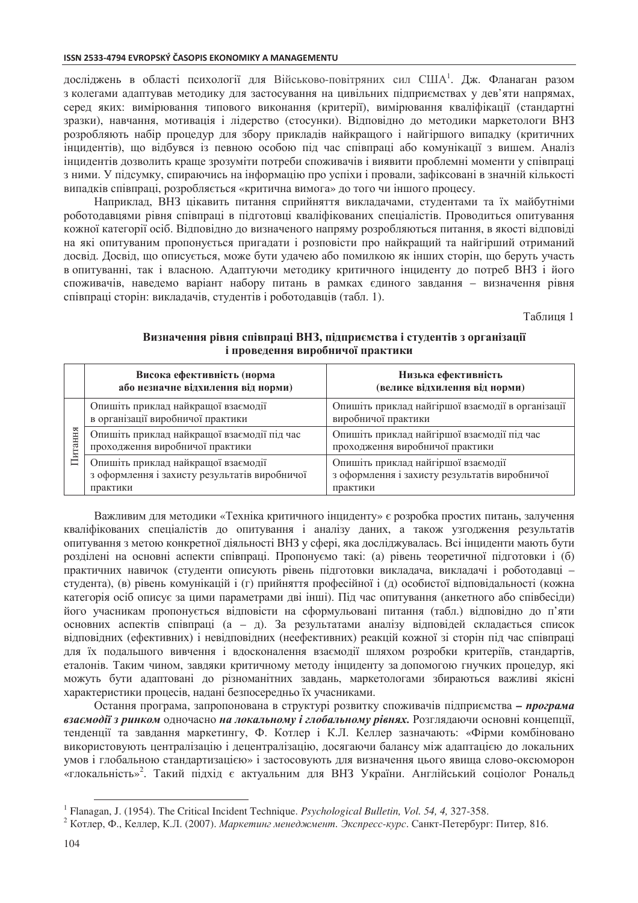досліджень в області психології для Військово-повітряних сил США[1]. Дж. Фланаган разом з колегами адаптував методику для застосування на цивільних підприємствах у дев'яти напрямах, серед яких: вимірювання типового виконання (критерії), вимірювання кваліфікації (стандартні зразки), навчання, мотивація і лідерство (стосунки). Відповідно до методики маркетологи ВНЗ розробляють набір процедур для збору прикладів найкращого і найгіршого випадку (критичних інцидентів), що відбувся із певною особою під час співпраці або комунікації з вишем. Аналіз інцидентів дозволить краще зрозуміти потреби споживачів і виявити проблемні моменти у співпраці з ними. У підсумку, спираючись на інформацію про успіхи і провали, зафіксовані в значній кількості випадків співпраці, розробляється «критична вимога» до того чи іншого процесу.

Наприклад, ВНЗ цікавить питання сприйняття викладачами, студентами та їх майбутніми роботодавцями рівня співпраці в підготовці кваліфікованих спеціалістів. Проводиться опитування кожної категорії осіб. Відповідно до визначеного напряму розробляються питання, в якості відповіді на які опитуваним пропонується пригадати і розповісти про найкращий та найгірший отриманий досвід. Досвід, що описується, може бути удачею або помилкою як інших сторін, що беруть участь в опитуванні, так і власною. Адаптуючи методику критичного інциденту до потреб ВНЗ і його споживачів, наведемо варіант набору питань в рамках єдиного завдання – визначення рівня співпраці сторін: викладачів, студентів і роботодавців (табл. 1).

Таблиця 1

**Визначення рівня співпраці ВНЗ, підприємства і студентів з організації і проведення виробничої практики**

| | **Висока ефективність (норма або незначне відхилення від норми)** | **Низька ефективність (велике відхилення від норми)** |
|---|---|---|
| Питання | Опишіть приклад найкращої взаємодії в організації виробничої практики | Опишіть приклад найгіршої взаємодії в організації виробничої практики |
| | Опишіть приклад найкращої взаємодії під час проходження виробничої практики | Опишіть приклад найгіршої взаємодії під час проходження виробничої практики |
| | Опишіть приклад найкращої взаємодії з оформлення і захисту результатів виробничої практики | Опишіть приклад найгіршої взаємодії з оформлення і захисту результатів виробничої практики |

Важливим для методики «Техніка критичного інциденту» є розробка простих питань, залучення кваліфікованих спеціалістів до опитування і аналізу даних, а також узгодження результатів опитування з метою конкретної діяльності ВНЗ у сфері, яка досліджувалась. Всі інциденти мають бути розділені на основні аспекти співпраці. Пропонуємо такі: (а) рівень теоретичної підготовки і (б) практичних навичок (студенти описують рівень підготовки викладача, викладачі і роботодавці – студента), (в) рівень комунікацій і (г) прийняття професійної і (д) особистої відповідальності (кожна категорія осіб описує за цими параметрами дві інші). Під час опитування (анкетного або співбесіди) його учасникам пропонується відповісти на сформульовані питання (табл.) відповідно до п'яти основних аспектів співпраці (а – д). За результатами аналізу відповідей складається список відповідних (ефективних) і невідповідних (неефективних) реакцій кожної зі сторін під час співпраці для їх подальшого вивчення і вдосконалення взаємодії шляхом розробки критеріїв, стандартів, еталонів. Таким чином, завдяки критичному методу інциденту за допомогою гнучких процедур, які можуть бути адаптовані до різноманітних завдань, маркетологами збираються важливі якісні характеристики процесів, надані безпосередньо їх учасниками.

Остання програма, запропонована в структурі розвитку споживачів підприємства *– **програма взаємодії з ринком*** одночасно ***на локальному і глобальному рівнях.*** Розглядаючи основні концепції, тенденції та завдання маркетингу, Ф. Котлер і К.Л. Келлер зазначають: «Фірми комбіновано використовують централізацію і децентралізацію, досягаючи балансу між адаптацією до локальних умов і глобальною стандартизацією» і застосовують для визначення цього явища слово-оксюморон «глокальність»[2]. Такий підхід є актуальним для ВНЗ України. Англійський соціолог Рональд

---

[1] Flanagan, J. (1954). The Critical Incident Technique. *Psychological Bulletin, Vol. 54, 4,* 327-358.

[2] Котлер, Ф., Келлер, К.Л. (2007). *Маркетинг менеджмент. Экспресс-курс*. Санкт-Петербург: Питер*,* 816.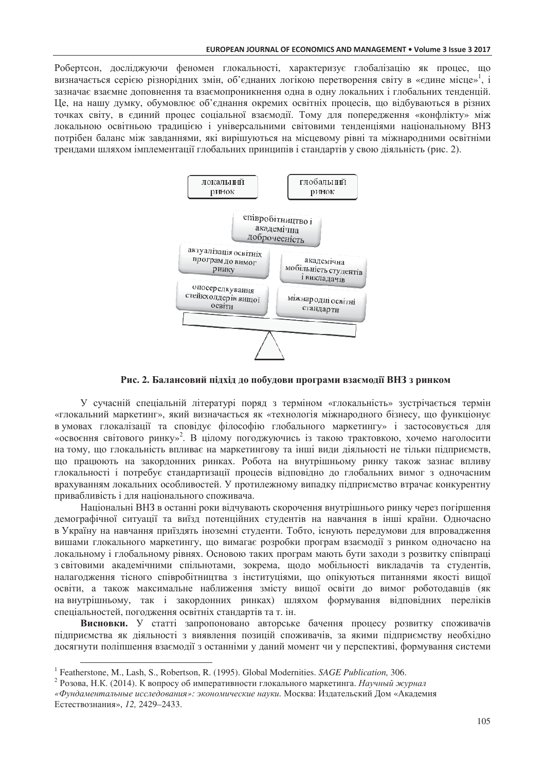Робертсон, досліджуючи феномен глокальності, характеризує глобалізацію як процес, що визначається серією різнорідних змін, об'єднаних логікою перетворення світу в «єдине місце»[1], і зазначає взаємне доповнення та взаємопроникнення одна в одну локальних і глобальних тенденцій. Це, на нашу думку, обумовлює об'єднання окремих освітніх процесів, що відбуваються в різних точках світу, в єдиний процес соціальної взаємодії. Тому для попередження «конфлікту» між локальною освітньою традицією і універсальними світовими тенденціями національному ВНЗ потрібен баланс між завданнями, які вирішуються на місцевому рівні та міжнародними освітніми трендами шляхом імплементації глобальних принципів і стандартів у свою діяльність (рис. 2).

локальний ринок | глобальний ринок

співробітництво і академічна доброчесність

актуалізація освітніх програм до вимог ринку | академічна мобільність студентів і викладачів

опосередкування стейкхолдерів вищої освіти | міжнародні освітні стандарти

**Рис. 2. Балансовий підхід до побудови програми взаємодії ВНЗ з ринком**

У сучасній спеціальній літературі поряд з терміном «глокальність» зустрічається термін «глокальний маркетинг», який визначається як «технологія міжнародного бізнесу, що функціонує в умовах глокалізації та сповідує філософію глобального маркетингу» і застосовується для «освоєння світового ринку»[2]. В цілому погоджуючись із такою трактовкою, хочемо наголосити на тому, що глокальність впливає на маркетингову та інші види діяльності не тільки підприємств, що працюють на закордонних ринках. Робота на внутрішньому ринку також зазнає впливу глокальності і потребує стандартизації процесів відповідно до глобальних вимог з одночасним врахуванням локальних особливостей. У протилежному випадку підприємство втрачає конкурентну привабливість і для національного споживача.

Національні ВНЗ в останні роки відчувають скорочення внутрішнього ринку через погіршення демографічної ситуації та виїзд потенційних студентів на навчання в інші країни. Одночасно в Україну на навчання приїздять іноземні студенти. Тобто, існують передумови для впровадження вишами глокального маркетингу, що вимагає розробки програм взаємодії з ринком одночасно на локальному і глобальному рівнях. Основою таких програм мають бути заходи з розвитку співпраці з світовими академічними спільнотами, зокрема, щодо мобільності викладачів та студентів, налагодження тісного співробітництва з інституціями, що опікуються питаннями якості вищої освіти, а також максимальне наближення змісту вищої освіти до вимог роботодавців (як на внутрішньому, так і закордонних ринках) шляхом формування відповідних переліків спеціальностей, погодження освітніх стандартів та т. ін.

**Висновки.** У статті запропоновано авторське бачення процесу розвитку споживачів підприємства як діяльності з виявлення позицій споживачів, за якими підприємству необхідно досягнути поліпшення взаємодії з останніми у даний момент чи у перспективі, формування системи

---

[1] Featherstone, M., Lash, S., Robertson, R. (1995). Global Modernities. *SAGE Publication,* 306.

[2] Розова, Н.К. (2014). К вопросу об императивности глокального маркетинга. *Научный журнал «Фундаментальные исследования»: экономические науки.* Москва: Издательский Дом «Академия Естествознания», *12,* 2429–2433.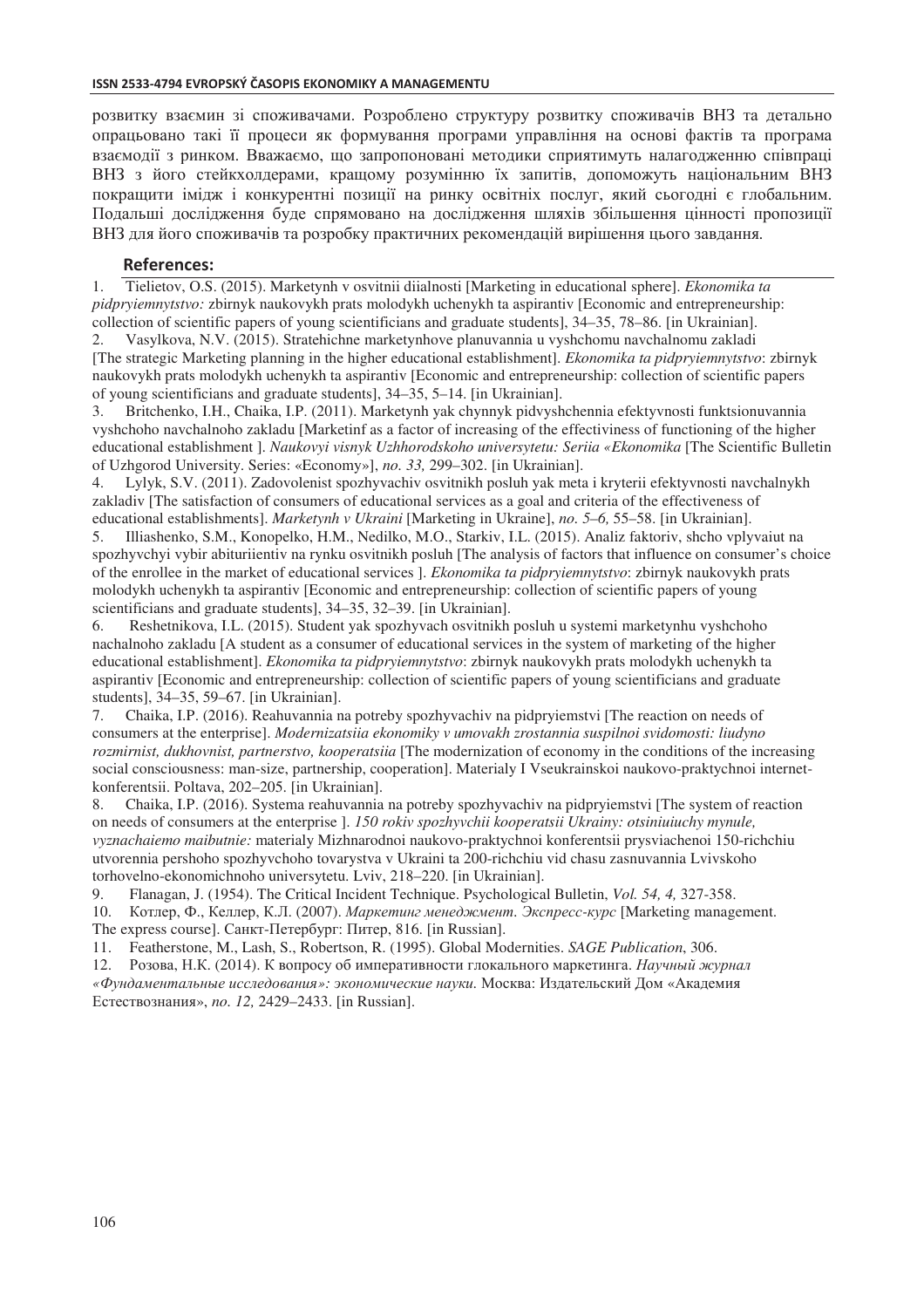розвитку взаємин зі споживачами. Розроблено структуру розвитку споживачів ВНЗ та детально опрацьовано такі її процеси як формування програми управління на основі фактів та програма взаємодії з ринком. Вважаємо, що запропоновані методики сприятимуть налагодженню співпраці ВНЗ з його стейкхолдерами, кращому розумінню їх запитів, допоможуть національним ВНЗ покращити імідж і конкурентні позиції на ринку освітніх послуг, який сьогодні є глобальним. Подальші дослідження буде спрямовано на дослідження шляхів збільшення цінності пропозиції ВНЗ для його споживачів та розробку практичних рекомендацій вирішення цього завдання.

## References:

1. Tielietov, O.S. (2015). Marketynh v osvitnii diialnosti [Marketing in educational sphere]. *Ekonomika ta pidpryiemnytstvo:* zbirnyk naukovykh prats molodykh uchenykh ta aspirantiv [Economic and entrepreneurship: collection of scientific papers of young scientificians and graduate students], 34–35, 78–86. [in Ukrainian].
2. Vasylkova, N.V. (2015). Stratehichne marketynhove planuvannia u vyshchomu navchalnomu zakladi [The strategic Marketing planning in the higher educational establishment]. *Ekonomika ta pidpryiemnytstvo*: zbirnyk naukovykh prats molodykh uchenykh ta aspirantiv [Economic and entrepreneurship: collection of scientific papers of young scientificians and graduate students], 34–35, 5–14. [in Ukrainian].
3. Britchenko, I.H., Chaika, I.P. (2011). Marketynh yak chynnyk pidvyshchennia efektyvnosti funktsionuvannia vyshchoho navchalnoho zakladu [Marketinf as a factor of increasing of the effectiviness of functioning of the higher educational establishment ]. *Naukovyi visnyk Uzhhorodskoho universytetu: Seriia «Ekonomika* [The Scientific Bulletin of Uzhgorod University. Series: «Economy»], *no. 33,* 299–302. [in Ukrainian].
4. Lylyk, S.V. (2011). Zadovolenist spozhyvachiv osvitnikh posluh yak meta i kryterii efektyvnosti navchalnykh zakladiv [The satisfaction of consumers of educational services as a goal and criteria of the effectiveness of educational establishments]. *Marketynh v Ukraini* [Marketing in Ukraine], *no. 5–6,* 55–58. [in Ukrainian].
5. Illiashenko, S.M., Konopelko, H.M., Nedilko, M.O., Starkiv, I.L. (2015). Analiz faktoriv, shcho vplyvaiut na spozhyvchyi vybir abituriientiv na rynku osvitnikh posluh [The analysis of factors that influence on consumer's choice of the enrollee in the market of educational services ]. *Ekonomika ta pidpryiemnytstvo*: zbirnyk naukovykh prats molodykh uchenykh ta aspirantiv [Economic and entrepreneurship: collection of scientific papers of young scientificians and graduate students], 34–35, 32–39. [in Ukrainian].
6. Reshetnikova, I.L. (2015). Student yak spozhyvach osvitnikh posluh u systemi marketynhu vyshchoho nachalnoho zakladu [A student as a consumer of educational services in the system of marketing of the higher educational establishment]. *Ekonomika ta pidpryiemnytstvo*: zbirnyk naukovykh prats molodykh uchenykh ta aspirantiv [Economic and entrepreneurship: collection of scientific papers of young scientificians and graduate students], 34–35, 59–67. [in Ukrainian].
7. Chaika, I.P. (2016). Reahuvannia na potreby spozhyvachiv na pidpryiemstvi [The reaction on needs of consumers at the enterprise]. *Modernizatsiia ekonomiky v umovakh zrostannia suspilnoi svidomosti: liudyno rozmirnist, dukhovnist, partnerstvo, kooperatsiia* [The modernization of economy in the conditions of the increasing social consciousness: man-size, partnership, cooperation]. Materialy I Vseukrainskoi naukovo-praktychnoi internet-konferentsii. Poltava, 202–205. [in Ukrainian].
8. Chaika, I.P. (2016). Systema reahuvannia na potreby spozhyvachiv na pidpryiemstvi [The system of reaction on needs of consumers at the enterprise ]. *150 rokiv spozhyvchii kooperatsii Ukrainy: otsiniuiuchy mynule, vyznachaiemo maibutnie:* materialy Mizhnarodnoi naukovo-praktychnoi konferentsii prysviachenoi 150-richchiu utvorennia pershoho spozhyvchoho tovarystva v Ukraini ta 200-richchiu vid chasu zasnuvannia Lvivskoho torhovelno-ekonomichnoho universytetu. Lviv, 218–220. [in Ukrainian].
9. Flanagan, J. (1954). The Critical Incident Technique. Psychological Bulletin, *Vol. 54, 4,* 327-358.
10. Котлер, Ф., Келлер, К.Л. (2007). *Маркетинг менеджмент. Экспресс-курс* [Marketing management. The express course]. Санкт-Петербург: Питер, 816. [in Russian].
11. Featherstone, M., Lash, S., Robertson, R. (1995). Global Modernities. *SAGE Publication*, 306.
12. Розова, Н.К. (2014). К вопросу об императивности глокального маркетинга. *Научный журнал «Фундаментальные исследования»: экономические науки.* Москва: Издательский Дом «Академия Естествознания», *no. 12,* 2429–2433. [in Russian].